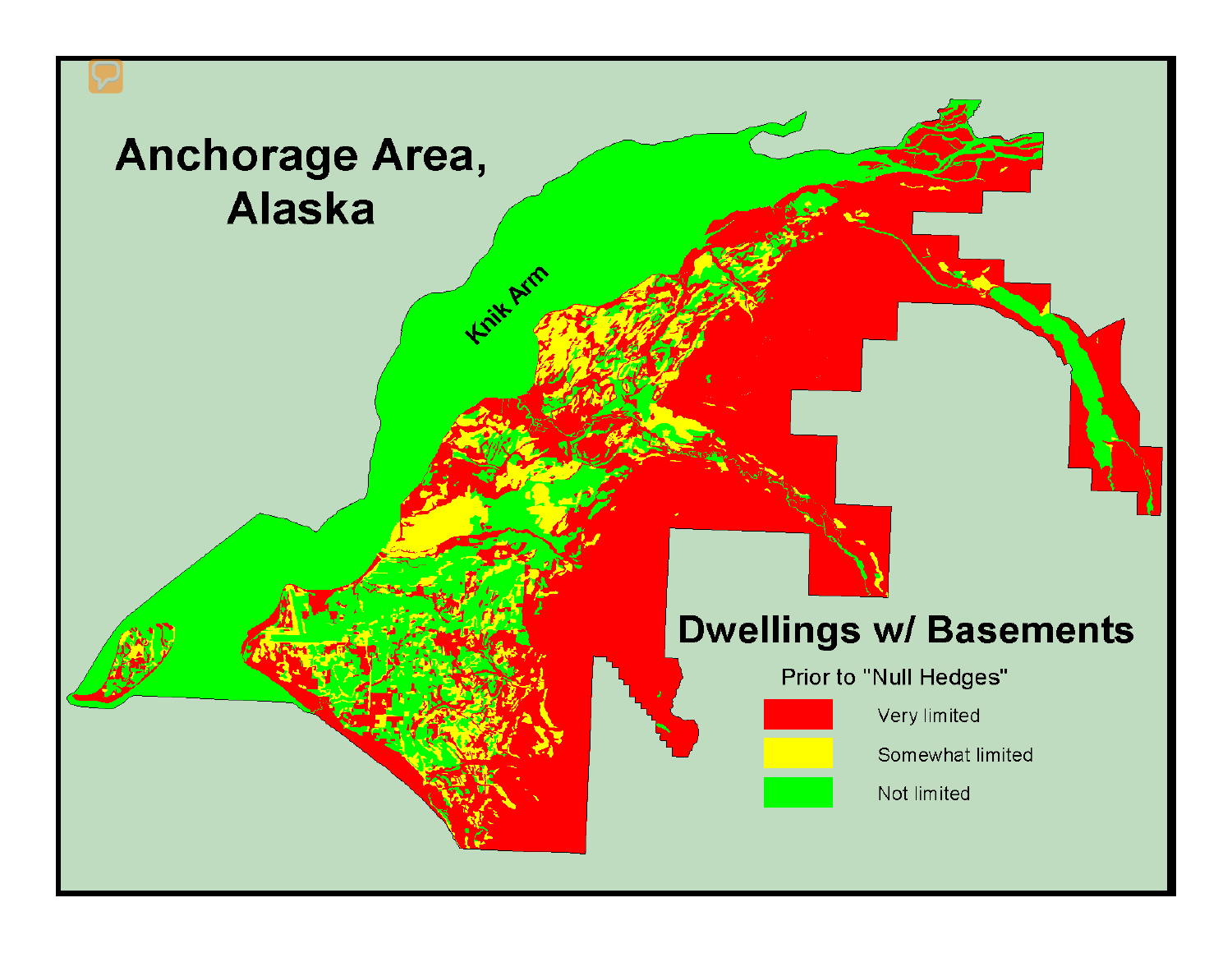# Anchorage Area, Alaska

Knik Arm

## Dwellings w/ Basements

Prior to "Null Hedges"

- Very limited
- Somewhat limited
- Not limited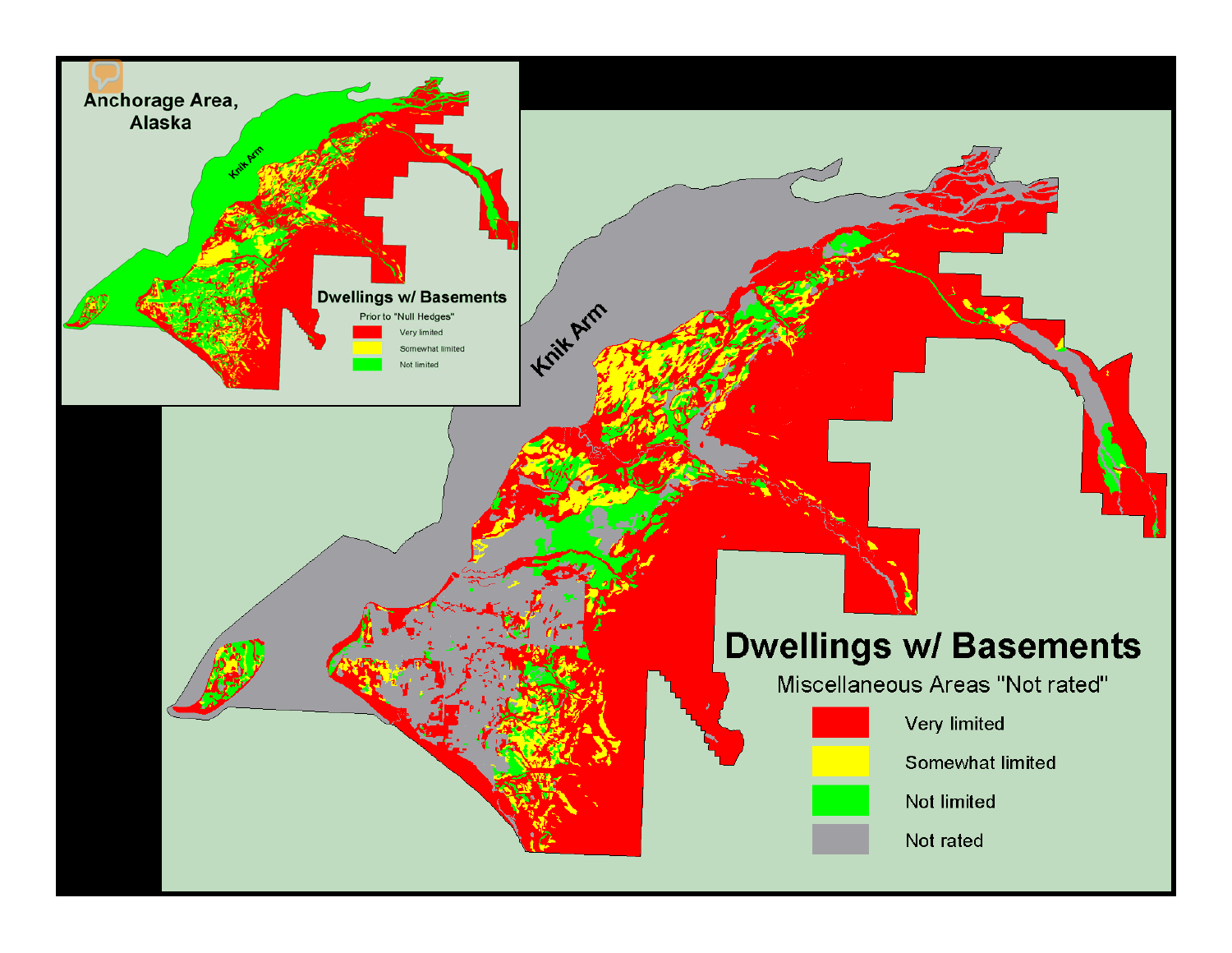Anchorage Area, Alaska

Knik Arm

Dwellings w/ Basements

Prior to "Null Hedges"

- Very limited
- Somewhat limited
- Not limited

Knik Arm

# Dwellings w/ Basements

Miscellaneous Areas "Not rated"

- Very limited
- Somewhat limited
- Not limited
- Not rated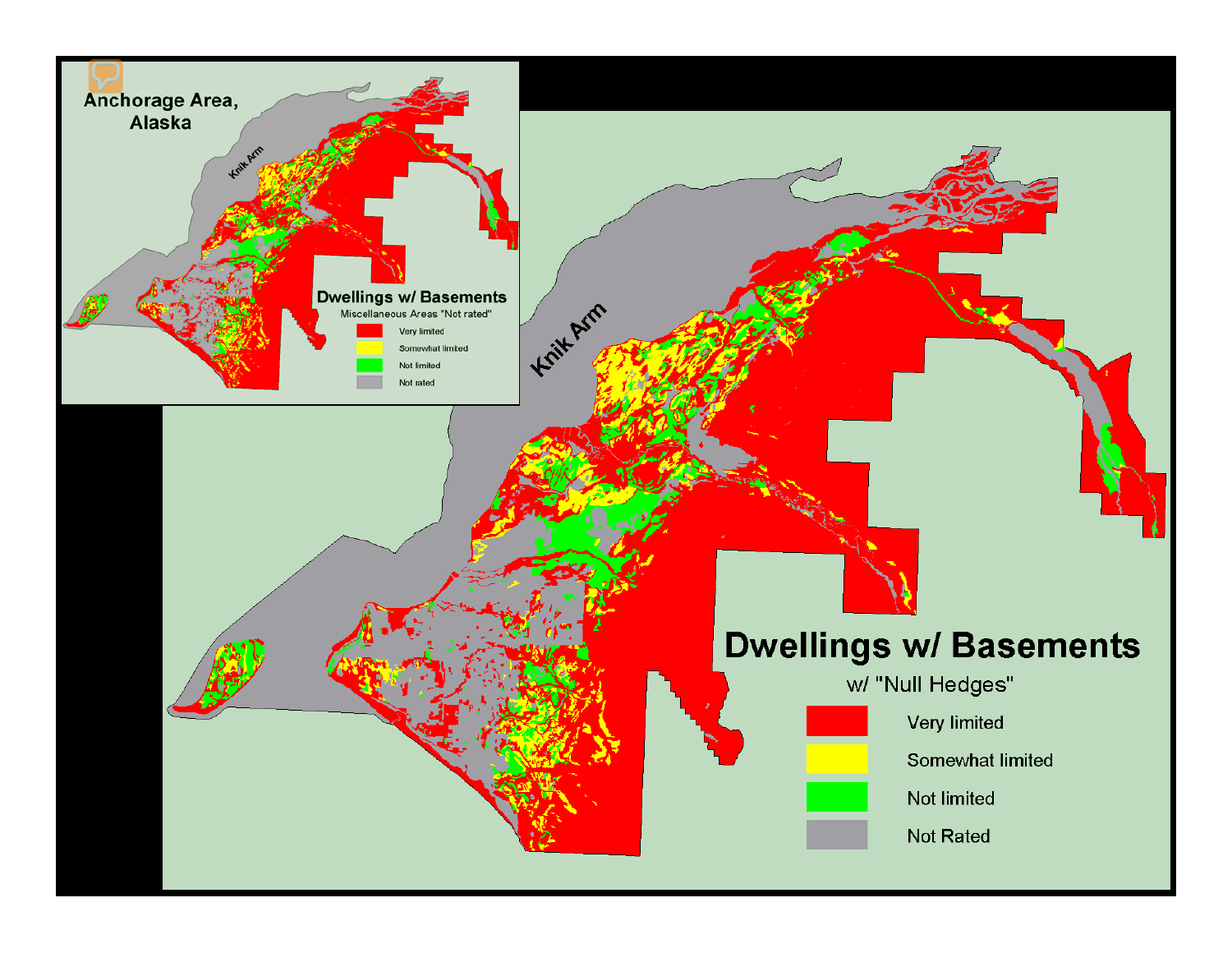Anchorage Area, Alaska

Knik Arm

# Dwellings w/ Basements

Miscellaneous Areas "Not rated"

- Very limited
- Somewhat limited
- Not limited
- Not rated

Knik Arm

# Dwellings w/ Basements

w/ "Null Hedges"

- Very limited
- Somewhat limited
- Not limited
- Not Rated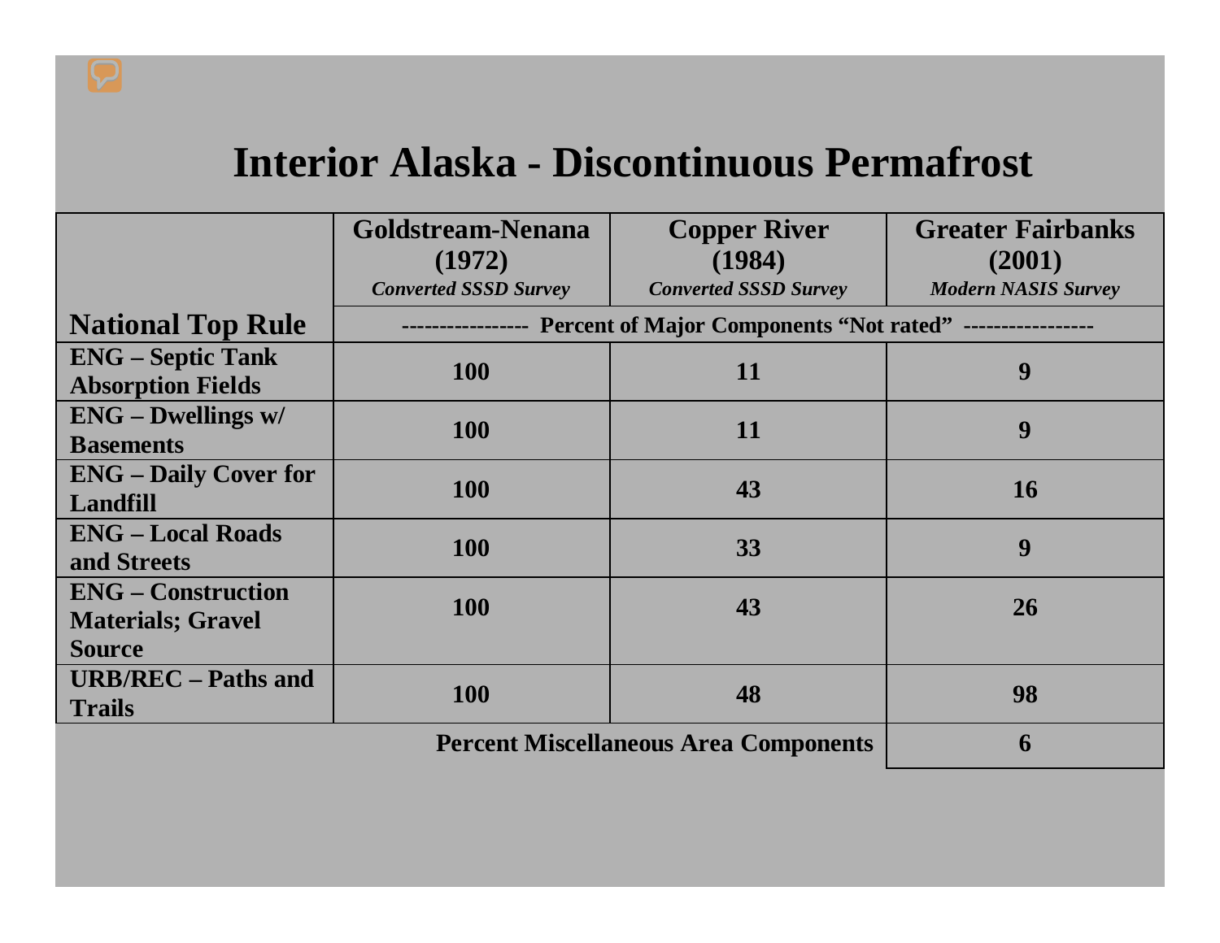# Interior Alaska - Discontinuous Permafrost

| | Goldstream-Nenana (1972) *Converted SSSD Survey* | Copper River (1984) *Converted SSSD Survey* | Greater Fairbanks (2001) *Modern NASIS Survey* |
|---|---|---|---|
| **National Top Rule** | ---------------- Percent of Major Components "Not rated" ---------------- | | |
| **ENG – Septic Tank Absorption Fields** | 100 | 11 | 9 |
| **ENG – Dwellings w/ Basements** | 100 | 11 | 9 |
| **ENG – Daily Cover for Landfill** | 100 | 43 | 16 |
| **ENG – Local Roads and Streets** | 100 | 33 | 9 |
| **ENG – Construction Materials; Gravel Source** | 100 | 43 | 26 |
| **URB/REC – Paths and Trails** | 100 | 48 | 98 |
| **Percent Miscellaneous Area Components** | | | 6 |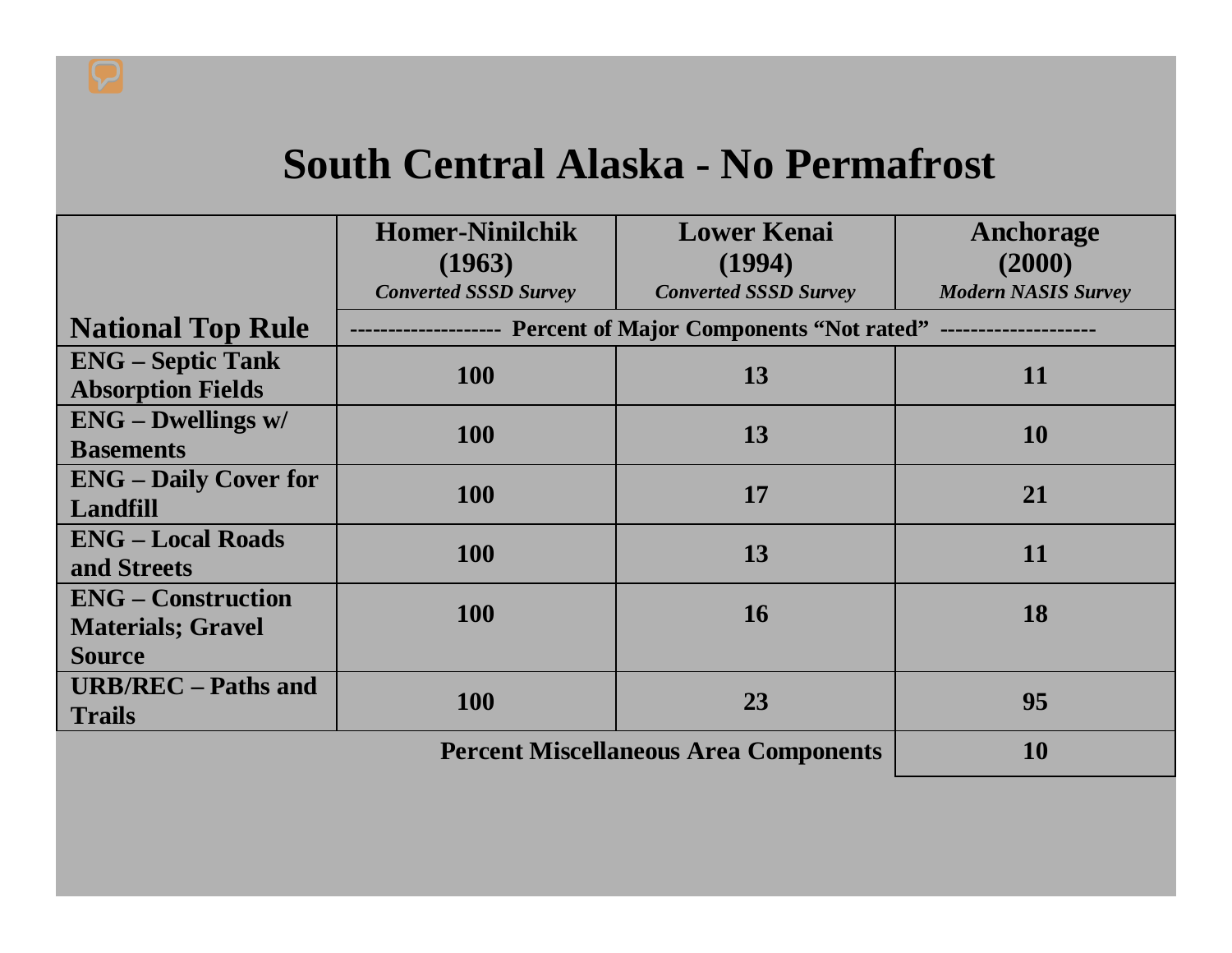# South Central Alaska - No Permafrost

| | Homer-Ninilchik (1963) *Converted SSSD Survey* | Lower Kenai (1994) *Converted SSSD Survey* | Anchorage (2000) *Modern NASIS Survey* |
|---|---|---|---|
| **National Top Rule** | ------------------- **Percent of Major Components "Not rated"** ------------------- | | |
| **ENG – Septic Tank Absorption Fields** | **100** | **13** | **11** |
| **ENG – Dwellings w/ Basements** | **100** | **13** | **10** |
| **ENG – Daily Cover for Landfill** | **100** | **17** | **21** |
| **ENG – Local Roads and Streets** | **100** | **13** | **11** |
| **ENG – Construction Materials; Gravel Source** | **100** | **16** | **18** |
| **URB/REC – Paths and Trails** | **100** | **23** | **95** |
| **Percent Miscellaneous Area Components** | | | **10** |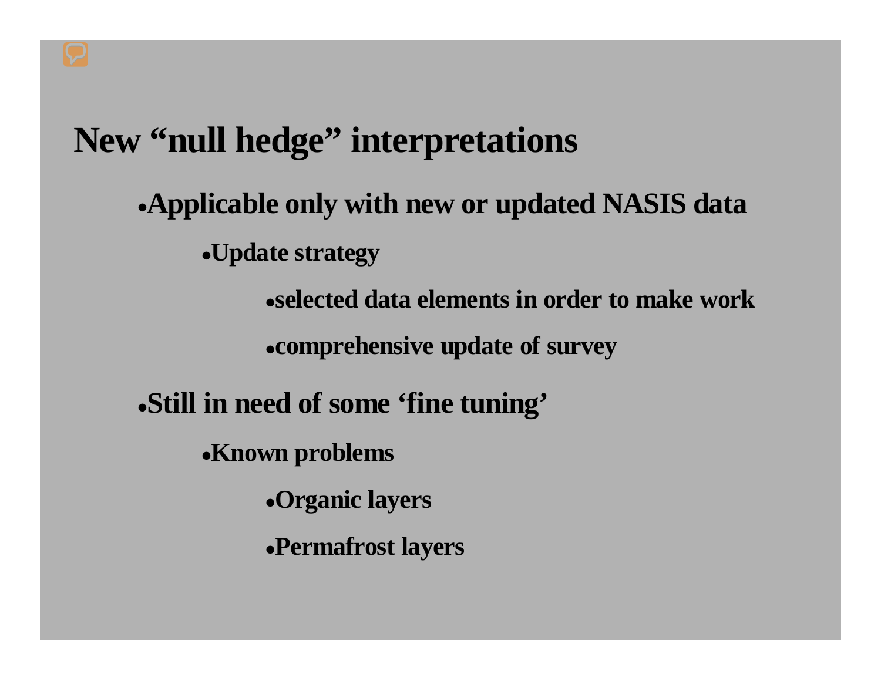# New "null hedge" interpretations

- Applicable only with new or updated NASIS data
  - Update strategy
    - selected data elements in order to make work
    - comprehensive update of survey
- Still in need of some 'fine tuning'
  - Known problems
    - Organic layers
    - Permafrost layers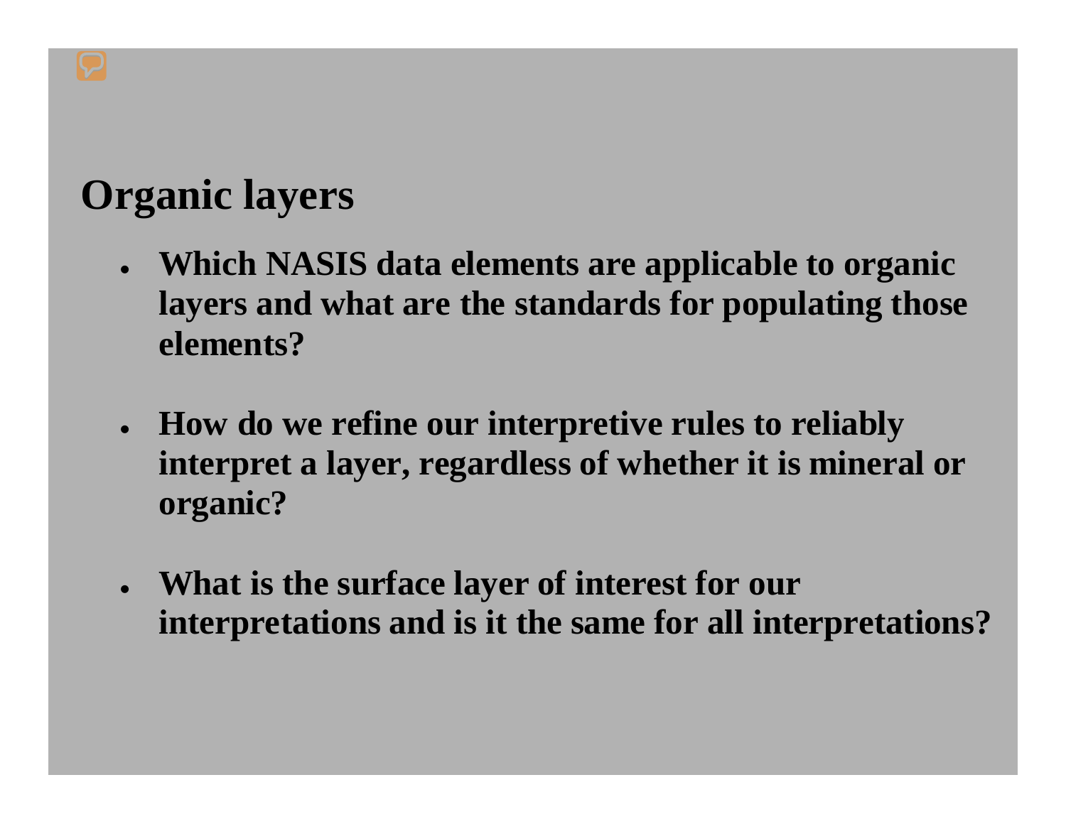# Organic layers

- **Which NASIS data elements are applicable to organic layers and what are the standards for populating those elements?**
- **How do we refine our interpretive rules to reliably interpret a layer, regardless of whether it is mineral or organic?**
- **What is the surface layer of interest for our interpretations and is it the same for all interpretations?**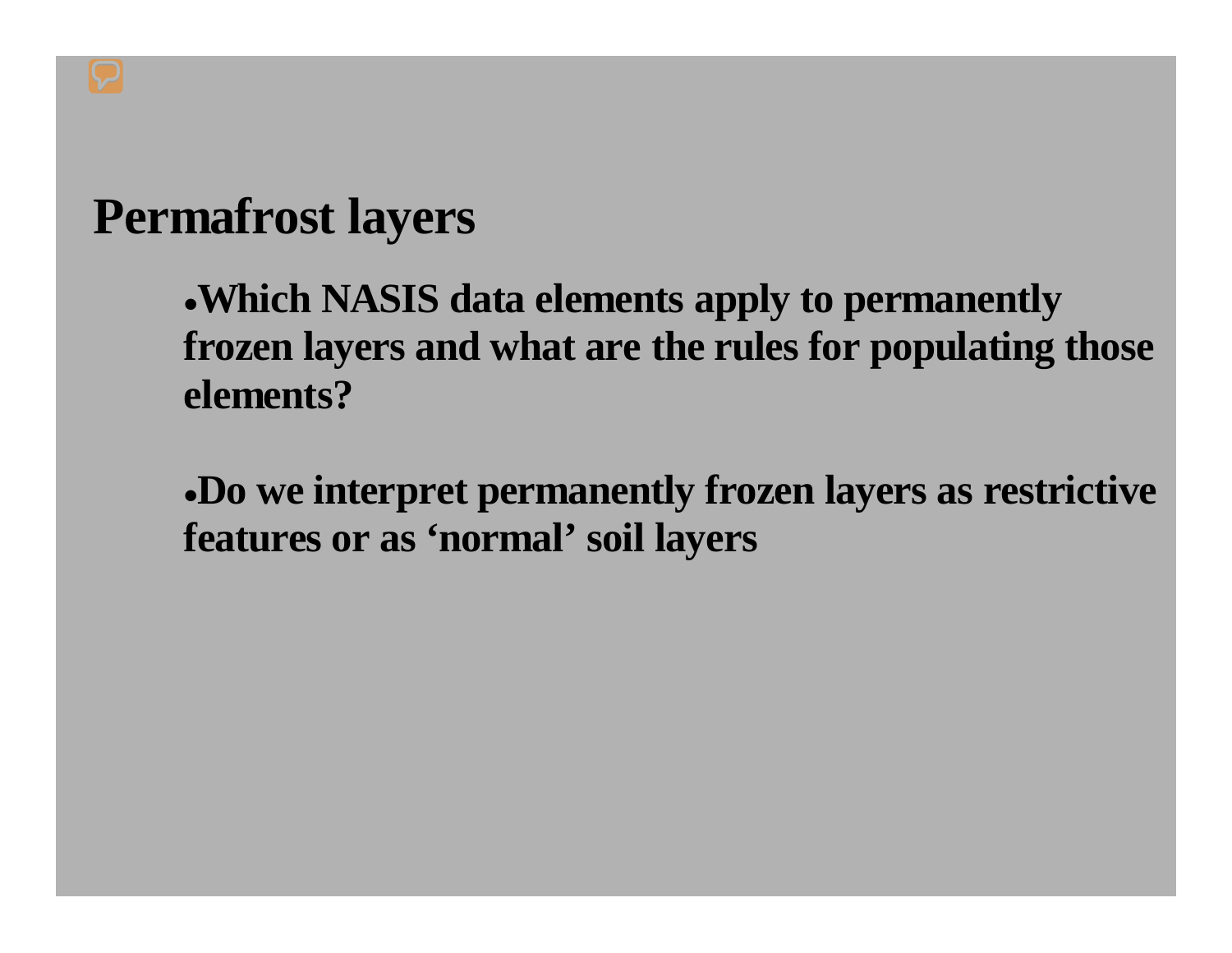# Permafrost layers

- **Which NASIS data elements apply to permanently frozen layers and what are the rules for populating those elements?**

- **Do we interpret permanently frozen layers as restrictive features or as 'normal' soil layers**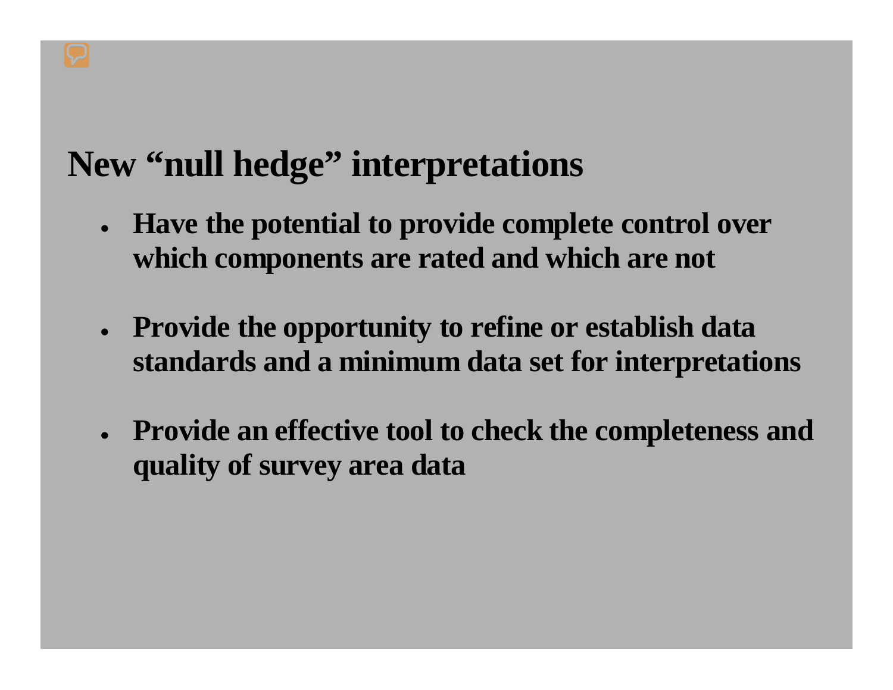# New “null hedge” interpretations

- **Have the potential to provide complete control over which components are rated and which are not**
- **Provide the opportunity to refine or establish data standards and a minimum data set for interpretations**
- **Provide an effective tool to check the completeness and quality of survey area data**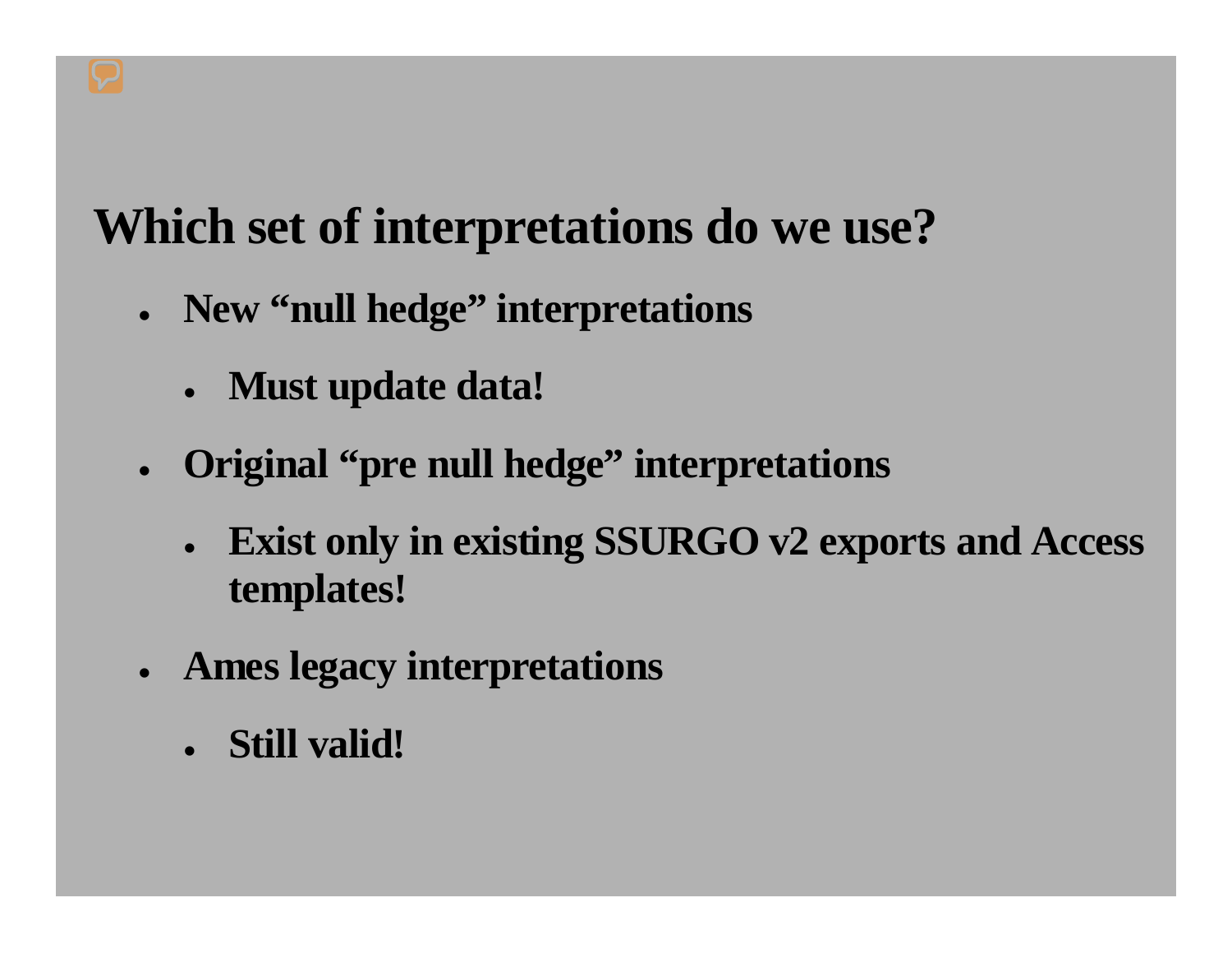# Which set of interpretations do we use?

- **New “null hedge” interpretations**
  - **Must update data!**
- **Original “pre null hedge” interpretations**
  - **Exist only in existing SSURGO v2 exports and Access templates!**
- **Ames legacy interpretations**
  - **Still valid!**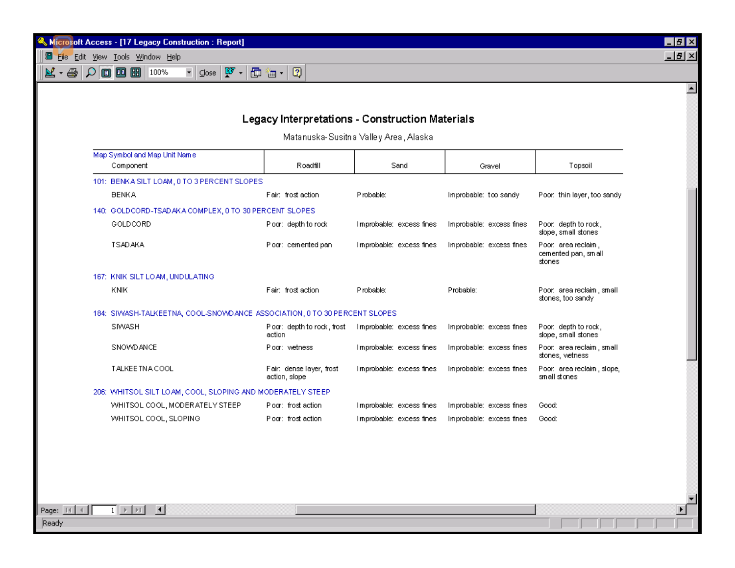# Legacy Interpretations - Construction Materials

Matanuska-Susitna Valley Area, Alaska

| Map Symbol and Map Unit Name / Component | Roadfill | Sand | Gravel | Topsoil |
|---|---|---|---|---|
| **101: BENKA SILT LOAM, 0 TO 3 PERCENT SLOPES** | | | | |
| BENKA | Fair: frost action | Probable: | Improbable: too sandy | Poor: thin layer, too sandy |
| **140: GOLDCORD-TSADAKA COMPLEX, 0 TO 30 PERCENT SLOPES** | | | | |
| GOLDCORD | Poor: depth to rock | Improbable: excess fines | Improbable: excess fines | Poor: depth to rock, slope, small stones |
| TSADAKA | Poor: cemented pan | Improbable: excess fines | Improbable: excess fines | Poor: area reclaim, cemented pan, small stones |
| **167: KNIK SILT LOAM, UNDULATING** | | | | |
| KNIK | Fair: frost action | Probable: | Probable: | Poor: area reclaim, small stones, too sandy |
| **184: SIWASH-TALKEETNA, COOL-SNOWDANCE ASSOCIATION, 0 TO 30 PERCENT SLOPES** | | | | |
| SIWASH | Poor: depth to rock, frost action | Improbable: excess fines | Improbable: excess fines | Poor: depth to rock, slope, small stones |
| SNOWDANCE | Poor: wetness | Improbable: excess fines | Improbable: excess fines | Poor: area reclaim, small stones, wetness |
| TALKEETNA COOL | Fair: dense layer, frost action, slope | Improbable: excess fines | Improbable: excess fines | Poor: area reclaim, slope, small stones |
| **206: WHITSOL SILT LOAM, COOL, SLOPING AND MODERATELY STEEP** | | | | |
| WHITSOL COOL, MODERATELY STEEP | Poor: frost action | Improbable: excess fines | Improbable: excess fines | Good: |
| WHITSOL COOL, SLOPING | Poor: frost action | Improbable: excess fines | Improbable: excess fines | Good: |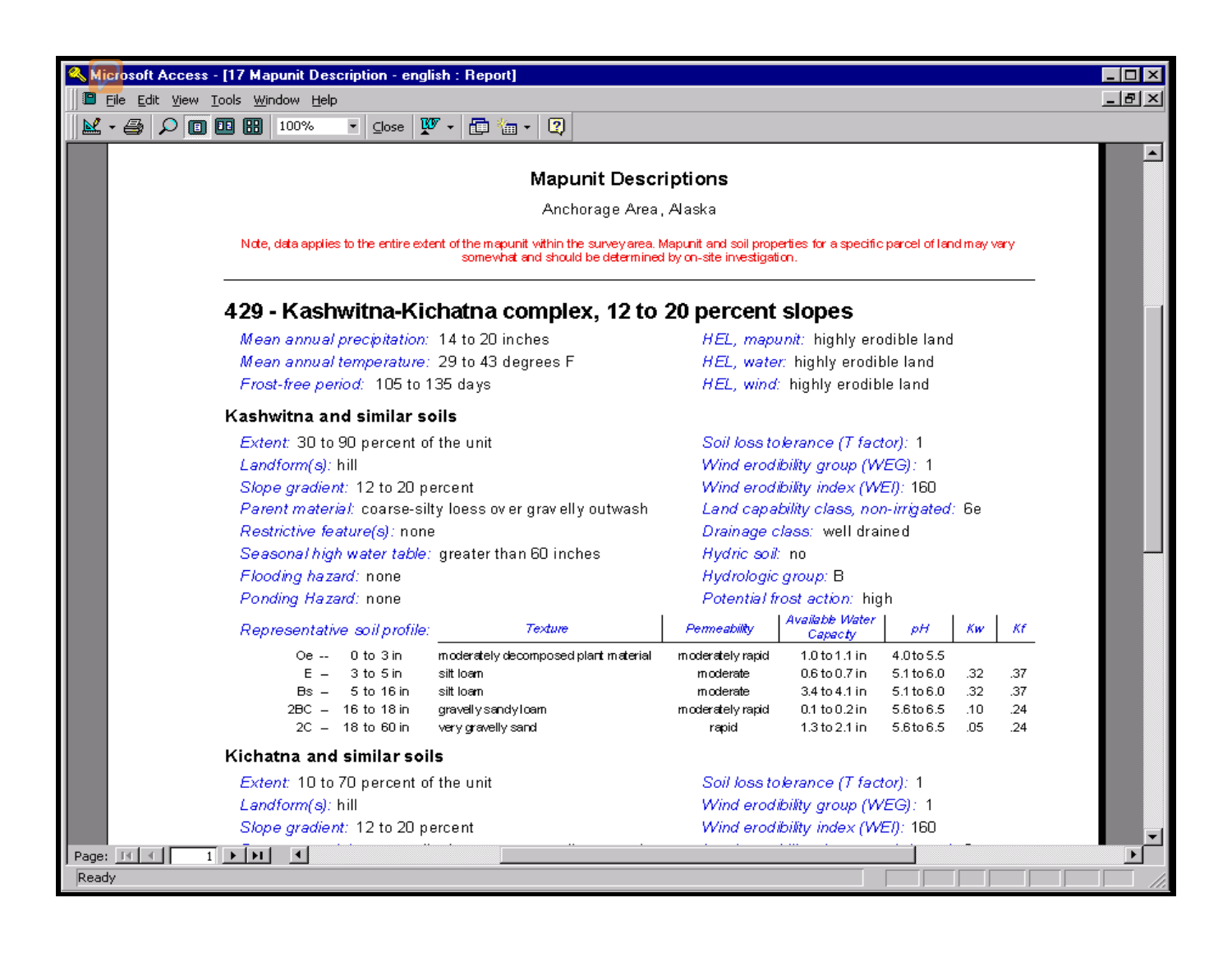# Mapunit Descriptions

Anchorage Area, Alaska

Note, data applies to the entire extent of the mapunit within the survey area. Mapunit and soil properties for a specific parcel of land may vary somewhat and should be determined by on-site investigation.

---

## 429 - Kashwitna-Kichatna complex, 12 to 20 percent slopes

*Mean annual precipitation:* 14 to 20 inches

*Mean annual temperature:* 29 to 43 degrees F

*Frost-free period:* 105 to 135 days

*HEL, mapunit:* highly erodible land

*HEL, water:* highly erodible land

*HEL, wind:* highly erodible land

### Kashwitna and similar soils

*Extent:* 30 to 90 percent of the unit

*Landform(s):* hill

*Slope gradient:* 12 to 20 percent

*Parent material:* coarse-silty loess over gravelly outwash

*Restrictive feature(s):* none

*Seasonal high water table:* greater than 60 inches

*Flooding hazard:* none

*Ponding Hazard:* none

*Soil loss tolerance (T factor):* 1

*Wind erodibility group (WEG):* 1

*Wind erodibility index (WEI):* 160

*Land capability class, non-irrigated:* 6e

*Drainage class:* well drained

*Hydric soil:* no

*Hydrologic group:* B

*Potential frost action:* high

*Representative soil profile:*

| Horizon | Depth | Texture | Permeability | Available Water Capacity | pH | Kw | Kf |
|---|---|---|---|---|---|---|---|
| Oe -- | 0 to 3 in | moderately decomposed plant material | moderately rapid | 1.0 to 1.1 in | 4.0 to 5.5 | | |
| E -- | 3 to 5 in | silt loam | moderate | 0.6 to 0.7 in | 5.1 to 6.0 | .32 | .37 |
| Bs -- | 5 to 16 in | silt loam | moderate | 3.4 to 4.1 in | 5.1 to 6.0 | .32 | .37 |
| 2BC -- | 16 to 18 in | gravelly sandy loam | moderately rapid | 0.1 to 0.2 in | 5.6 to 6.5 | .10 | .24 |
| 2C -- | 18 to 60 in | very gravelly sand | rapid | 1.3 to 2.1 in | 5.6 to 6.5 | .05 | .24 |

### Kichatna and similar soils

*Extent:* 10 to 70 percent of the unit

*Landform(s):* hill

*Slope gradient:* 12 to 20 percent

*Soil loss tolerance (T factor):* 1

*Wind erodibility group (WEG):* 1

*Wind erodibility index (WEI):* 160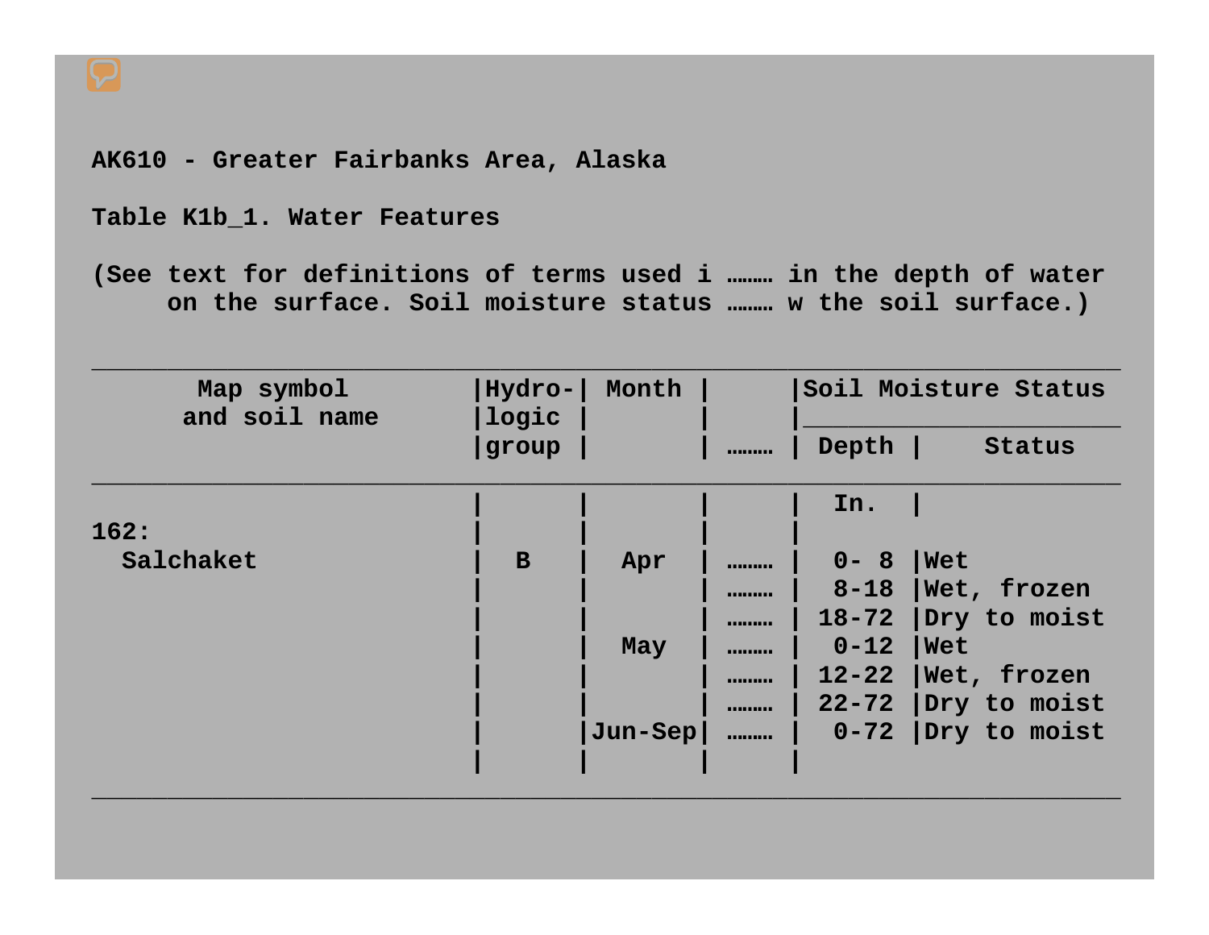AK610 - Greater Fairbanks Area, Alaska

Table K1b_1. Water Features

(See text for definitions of terms used i ……… in the depth of water on the surface. Soil moisture status ……… w the soil surface.)

| Map symbol and soil name | Hydro-logic group | Month | ……… | Soil Moisture Status | |
|---|---|---|---|---|---|
| | | | | Depth | Status |
| | | | | In. | |
| 162: | | | | | |
| Salchaket | B | Apr | ……… | 0- 8 | Wet |
| | | | ……… | 8-18 | Wet, frozen |
| | | | ……… | 18-72 | Dry to moist |
| | | May | ……… | 0-12 | Wet |
| | | | ……… | 12-22 | Wet, frozen |
| | | | ……… | 22-72 | Dry to moist |
| | | Jun-Sep | ……… | 0-72 | Dry to moist |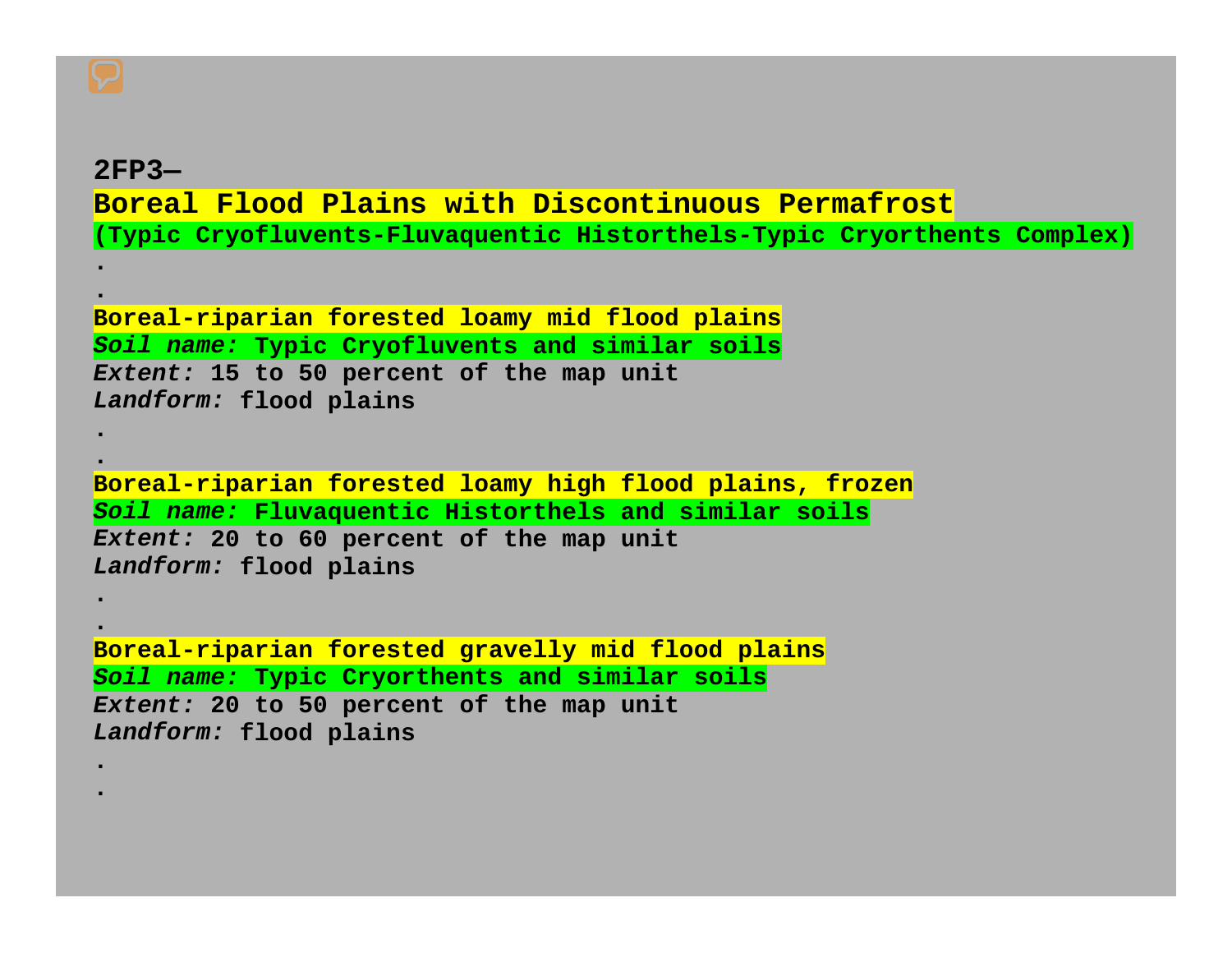**2FP3—**

## Boreal Flood Plains with Discontinuous Permafrost

**(Typic Cryofluvents-Fluvaquentic Historthels-Typic Cryorthents Complex)**

.

.

**Boreal-riparian forested loamy mid flood plains**

***Soil name:*** **Typic Cryofluvents and similar soils**

***Extent:*** **15 to 50 percent of the map unit**

***Landform:*** **flood plains**

.

.

**Boreal-riparian forested loamy high flood plains, frozen**

***Soil name:*** **Fluvaquentic Historthels and similar soils**

***Extent:*** **20 to 60 percent of the map unit**

***Landform:*** **flood plains**

.

.

**Boreal-riparian forested gravelly mid flood plains**

***Soil name:*** **Typic Cryorthents and similar soils**

***Extent:*** **20 to 50 percent of the map unit**

***Landform:*** **flood plains**

.

.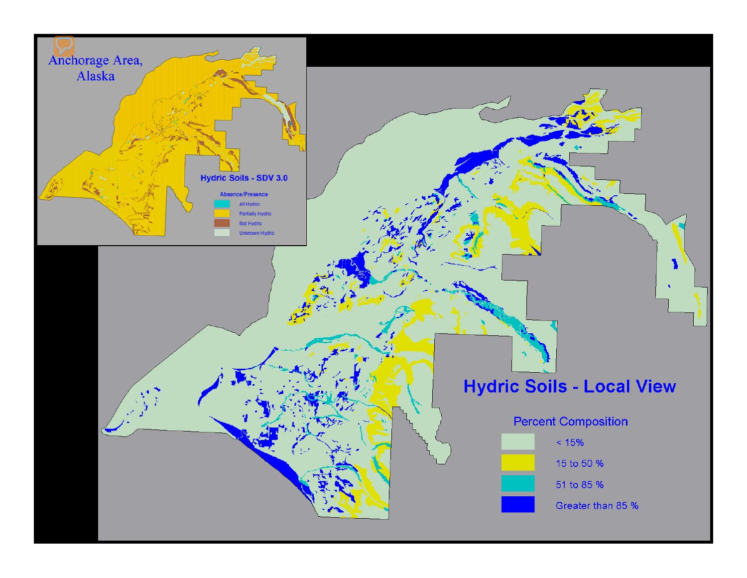Anchorage Area, Alaska

Hydric Soils - SDV 3.0

Absence/Presence

All Hydric

Partially Hydric

Not Hydric

Unknown Hydric

Hydric Soils - Local View

Percent Composition

< 15%

15 to 50 %

51 to 85 %

Greater than 85 %